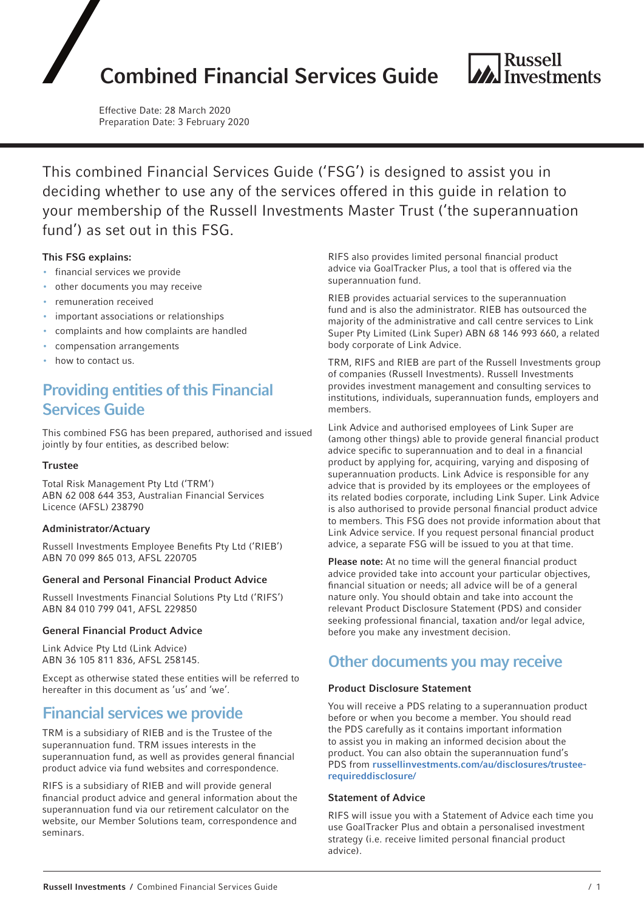# Combined Financial Services Guide

Effective Date: 28 March 2020
Preparation Date: 3 February 2020

This combined Financial Services Guide ('FSG') is designed to assist you in deciding whether to use any of the services offered in this guide in relation to your membership of the Russell Investments Master Trust ('the superannuation fund') as set out in this FSG.

**This FSG explains:**

- financial services we provide
- other documents you may receive
- remuneration received
- important associations or relationships
- complaints and how complaints are handled
- compensation arrangements
- how to contact us.

## Providing entities of this Financial Services Guide

This combined FSG has been prepared, authorised and issued jointly by four entities, as described below:

### Trustee

Total Risk Management Pty Ltd ('TRM')
ABN 62 008 644 353, Australian Financial Services Licence (AFSL) 238790

### Administrator/Actuary

Russell Investments Employee Benefits Pty Ltd ('RIEB')
ABN 70 099 865 013, AFSL 220705

### General and Personal Financial Product Advice

Russell Investments Financial Solutions Pty Ltd ('RIFS')
ABN 84 010 799 041, AFSL 229850

### General Financial Product Advice

Link Advice Pty Ltd (Link Advice)
ABN 36 105 811 836, AFSL 258145.

Except as otherwise stated these entities will be referred to hereafter in this document as 'us' and 'we'.

## Financial services we provide

TRM is a subsidiary of RIEB and is the Trustee of the superannuation fund. TRM issues interests in the superannuation fund, as well as provides general financial product advice via fund websites and correspondence.

RIFS is a subsidiary of RIEB and will provide general financial product advice and general information about the superannuation fund via our retirement calculator on the website, our Member Solutions team, correspondence and seminars.

RIFS also provides limited personal financial product advice via GoalTracker Plus, a tool that is offered via the superannuation fund.

RIEB provides actuarial services to the superannuation fund and is also the administrator. RIEB has outsourced the majority of the administrative and call centre services to Link Super Pty Limited (Link Super) ABN 68 146 993 660, a related body corporate of Link Advice.

TRM, RIFS and RIEB are part of the Russell Investments group of companies (Russell Investments). Russell Investments provides investment management and consulting services to institutions, individuals, superannuation funds, employers and members.

Link Advice and authorised employees of Link Super are (among other things) able to provide general financial product advice specific to superannuation and to deal in a financial product by applying for, acquiring, varying and disposing of superannuation products. Link Advice is responsible for any advice that is provided by its employees or the employees of its related bodies corporate, including Link Super. Link Advice is also authorised to provide personal financial product advice to members. This FSG does not provide information about that Link Advice service. If you request personal financial product advice, a separate FSG will be issued to you at that time.

**Please note:** At no time will the general financial product advice provided take into account your particular objectives, financial situation or needs; all advice will be of a general nature only. You should obtain and take into account the relevant Product Disclosure Statement (PDS) and consider seeking professional financial, taxation and/or legal advice, before you make any investment decision.

## Other documents you may receive

### Product Disclosure Statement

You will receive a PDS relating to a superannuation product before or when you become a member. You should read the PDS carefully as it contains important information to assist you in making an informed decision about the product. You can also obtain the superannuation fund's PDS from **russellinvestments.com/au/disclosures/trustee-requireddisclosure/**

### Statement of Advice

RIFS will issue you with a Statement of Advice each time you use GoalTracker Plus and obtain a personalised investment strategy (i.e. receive limited personal financial product advice).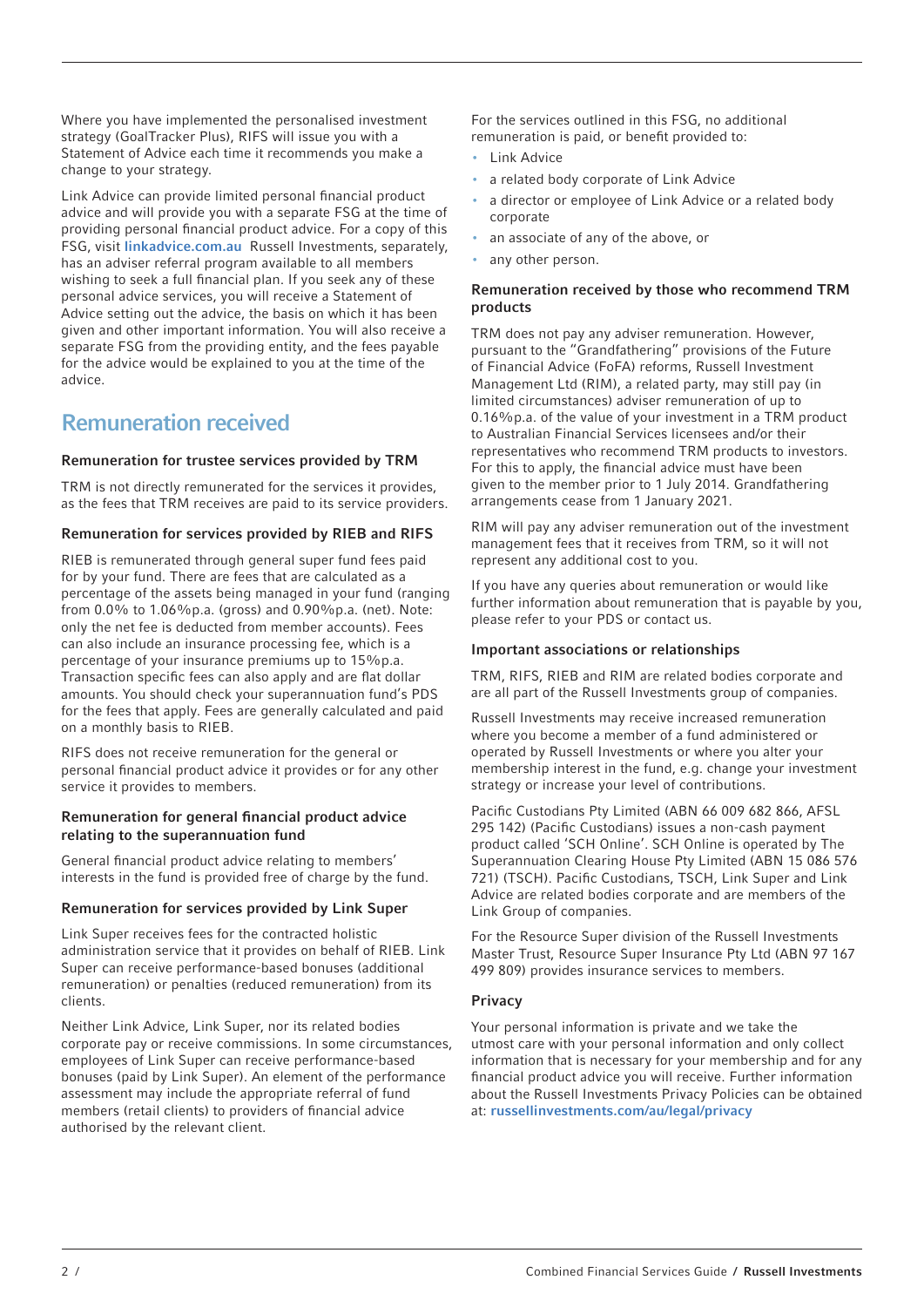Where you have implemented the personalised investment strategy (GoalTracker Plus), RIFS will issue you with a Statement of Advice each time it recommends you make a change to your strategy.

Link Advice can provide limited personal financial product advice and will provide you with a separate FSG at the time of providing personal financial product advice. For a copy of this FSG, visit **linkadvice.com.au** Russell Investments, separately, has an adviser referral program available to all members wishing to seek a full financial plan. If you seek any of these personal advice services, you will receive a Statement of Advice setting out the advice, the basis on which it has been given and other important information. You will also receive a separate FSG from the providing entity, and the fees payable for the advice would be explained to you at the time of the advice.

## Remuneration received

### Remuneration for trustee services provided by TRM

TRM is not directly remunerated for the services it provides, as the fees that TRM receives are paid to its service providers.

### Remuneration for services provided by RIEB and RIFS

RIEB is remunerated through general super fund fees paid for by your fund. There are fees that are calculated as a percentage of the assets being managed in your fund (ranging from 0.0% to 1.06%p.a. (gross) and 0.90%p.a. (net). Note: only the net fee is deducted from member accounts). Fees can also include an insurance processing fee, which is a percentage of your insurance premiums up to 15%p.a. Transaction specific fees can also apply and are flat dollar amounts. You should check your superannuation fund's PDS for the fees that apply. Fees are generally calculated and paid on a monthly basis to RIEB.

RIFS does not receive remuneration for the general or personal financial product advice it provides or for any other service it provides to members.

### Remuneration for general financial product advice relating to the superannuation fund

General financial product advice relating to members' interests in the fund is provided free of charge by the fund.

### Remuneration for services provided by Link Super

Link Super receives fees for the contracted holistic administration service that it provides on behalf of RIEB. Link Super can receive performance-based bonuses (additional remuneration) or penalties (reduced remuneration) from its clients.

Neither Link Advice, Link Super, nor its related bodies corporate pay or receive commissions. In some circumstances, employees of Link Super can receive performance-based bonuses (paid by Link Super). An element of the performance assessment may include the appropriate referral of fund members (retail clients) to providers of financial advice authorised by the relevant client.

For the services outlined in this FSG, no additional remuneration is paid, or benefit provided to:

- Link Advice
- a related body corporate of Link Advice
- a director or employee of Link Advice or a related body corporate
- an associate of any of the above, or
- any other person.

### Remuneration received by those who recommend TRM products

TRM does not pay any adviser remuneration. However, pursuant to the "Grandfathering" provisions of the Future of Financial Advice (FoFA) reforms, Russell Investment Management Ltd (RIM), a related party, may still pay (in limited circumstances) adviser remuneration of up to 0.16%p.a. of the value of your investment in a TRM product to Australian Financial Services licensees and/or their representatives who recommend TRM products to investors. For this to apply, the financial advice must have been given to the member prior to 1 July 2014. Grandfathering arrangements cease from 1 January 2021.

RIM will pay any adviser remuneration out of the investment management fees that it receives from TRM, so it will not represent any additional cost to you.

If you have any queries about remuneration or would like further information about remuneration that is payable by you, please refer to your PDS or contact us.

### Important associations or relationships

TRM, RIFS, RIEB and RIM are related bodies corporate and are all part of the Russell Investments group of companies.

Russell Investments may receive increased remuneration where you become a member of a fund administered or operated by Russell Investments or where you alter your membership interest in the fund, e.g. change your investment strategy or increase your level of contributions.

Pacific Custodians Pty Limited (ABN 66 009 682 866, AFSL 295 142) (Pacific Custodians) issues a non-cash payment product called 'SCH Online'. SCH Online is operated by The Superannuation Clearing House Pty Limited (ABN 15 086 576 721) (TSCH). Pacific Custodians, TSCH, Link Super and Link Advice are related bodies corporate and are members of the Link Group of companies.

For the Resource Super division of the Russell Investments Master Trust, Resource Super Insurance Pty Ltd (ABN 97 167 499 809) provides insurance services to members.

### Privacy

Your personal information is private and we take the utmost care with your personal information and only collect information that is necessary for your membership and for any financial product advice you will receive. Further information about the Russell Investments Privacy Policies can be obtained at: **russellinvestments.com/au/legal/privacy**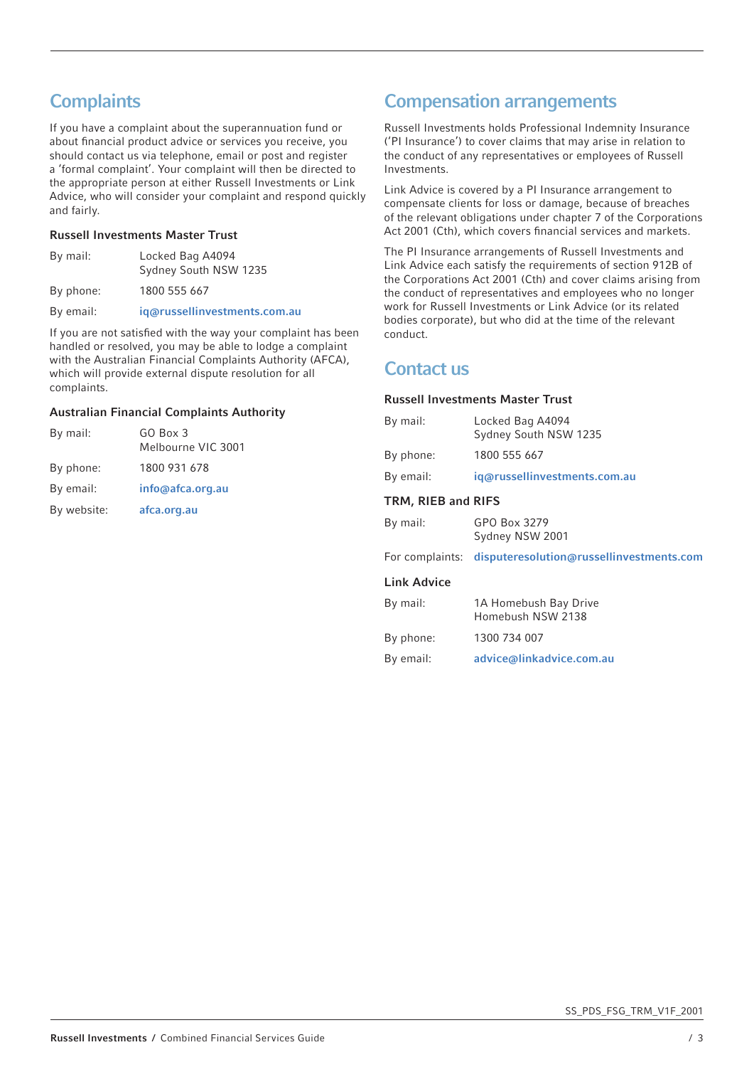## Complaints

If you have a complaint about the superannuation fund or about financial product advice or services you receive, you should contact us via telephone, email or post and register a 'formal complaint'. Your complaint will then be directed to the appropriate person at either Russell Investments or Link Advice, who will consider your complaint and respond quickly and fairly.

### Russell Investments Master Trust

| | |
|---|---|
| By mail: | Locked Bag A4094<br>Sydney South NSW 1235 |
| By phone: | 1800 555 667 |
| By email: | **iq@russellinvestments.com.au** |

If you are not satisfied with the way your complaint has been handled or resolved, you may be able to lodge a complaint with the Australian Financial Complaints Authority (AFCA), which will provide external dispute resolution for all complaints.

### Australian Financial Complaints Authority

| | |
|---|---|
| By mail: | GO Box 3<br>Melbourne VIC 3001 |
| By phone: | 1800 931 678 |
| By email: | **info@afca.org.au** |
| By website: | **afca.org.au** |

## Compensation arrangements

Russell Investments holds Professional Indemnity Insurance ('PI Insurance') to cover claims that may arise in relation to the conduct of any representatives or employees of Russell Investments.

Link Advice is covered by a PI Insurance arrangement to compensate clients for loss or damage, because of breaches of the relevant obligations under chapter 7 of the Corporations Act 2001 (Cth), which covers financial services and markets.

The PI Insurance arrangements of Russell Investments and Link Advice each satisfy the requirements of section 912B of the Corporations Act 2001 (Cth) and cover claims arising from the conduct of representatives and employees who no longer work for Russell Investments or Link Advice (or its related bodies corporate), but who did at the time of the relevant conduct.

## Contact us

### Russell Investments Master Trust

| | |
|---|---|
| By mail: | Locked Bag A4094<br>Sydney South NSW 1235 |
| By phone: | 1800 555 667 |
| By email: | **iq@russellinvestments.com.au** |

### TRM, RIEB and RIFS

| | |
|---|---|
| By mail: | GPO Box 3279<br>Sydney NSW 2001 |
| For complaints: | **disputeresolution@russellinvestments.com** |

### Link Advice

| | |
|---|---|
| By mail: | 1A Homebush Bay Drive<br>Homebush NSW 2138 |
| By phone: | 1300 734 007 |
| By email: | **advice@linkadvice.com.au** |

SS_PDS_FSG_TRM_V1F_2001